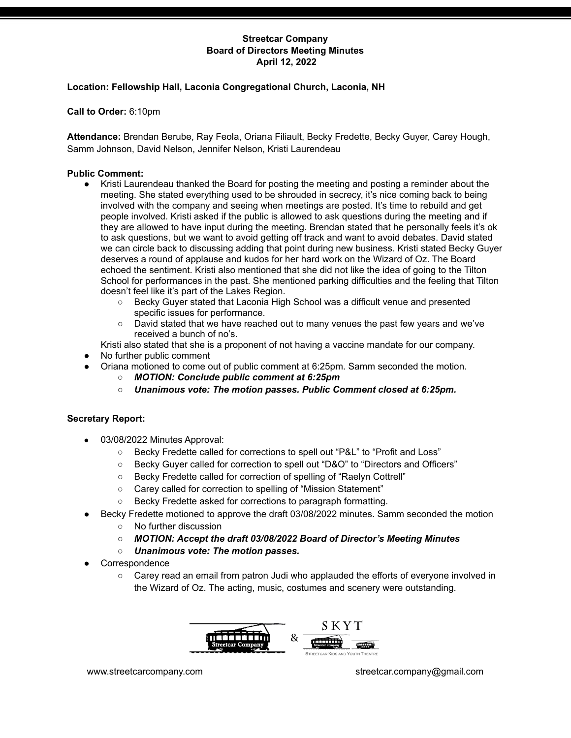**Streetcar Company**
**Board of Directors Meeting Minutes**
**April 12, 2022**

**Location: Fellowship Hall, Laconia Congregational Church, Laconia, NH**

**Call to Order:** 6:10pm

**Attendance:** Brendan Berube, Ray Feola, Oriana Filiault, Becky Fredette, Becky Guyer, Carey Hough, Samm Johnson, David Nelson, Jennifer Nelson, Kristi Laurendeau

**Public Comment:**

- Kristi Laurendeau thanked the Board for posting the meeting and posting a reminder about the meeting. She stated everything used to be shrouded in secrecy, it's nice coming back to being involved with the company and seeing when meetings are posted. It's time to rebuild and get people involved. Kristi asked if the public is allowed to ask questions during the meeting and if they are allowed to have input during the meeting. Brendan stated that he personally feels it's ok to ask questions, but we want to avoid getting off track and want to avoid debates. David stated we can circle back to discussing adding that point during new business. Kristi stated Becky Guyer deserves a round of applause and kudos for her hard work on the Wizard of Oz. The Board echoed the sentiment. Kristi also mentioned that she did not like the idea of going to the Tilton School for performances in the past. She mentioned parking difficulties and the feeling that Tilton doesn't feel like it's part of the Lakes Region.
    - Becky Guyer stated that Laconia High School was a difficult venue and presented specific issues for performance.
    - David stated that we have reached out to many venues the past few years and we've received a bunch of no's.

  Kristi also stated that she is a proponent of not having a vaccine mandate for our company.
- No further public comment
- Oriana motioned to come out of public comment at 6:25pm. Samm seconded the motion.
    - ***MOTION: Conclude public comment at 6:25pm***
    - ***Unanimous vote: The motion passes. Public Comment closed at 6:25pm.***

**Secretary Report:**

- 03/08/2022 Minutes Approval:
    - Becky Fredette called for corrections to spell out "P&L" to "Profit and Loss"
    - Becky Guyer called for correction to spell out "D&O" to "Directors and Officers"
    - Becky Fredette called for correction of spelling of "Raelyn Cottrell"
    - Carey called for correction to spelling of "Mission Statement"
    - Becky Fredette asked for corrections to paragraph formatting.
- Becky Fredette motioned to approve the draft 03/08/2022 minutes. Samm seconded the motion
    - No further discussion
    - ***MOTION: Accept the draft 03/08/2022 Board of Director's Meeting Minutes***
    - ***Unanimous vote: The motion passes.***
- Correspondence
    - Carey read an email from patron Judi who applauded the efforts of everyone involved in the Wizard of Oz. The acting, music, costumes and scenery were outstanding.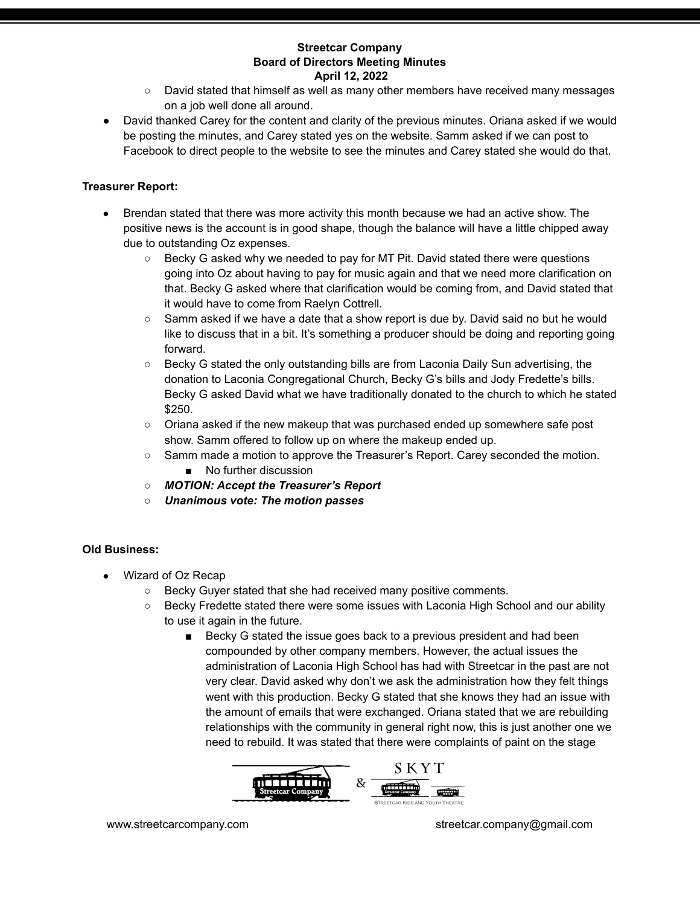- David stated that himself as well as many other members have received many messages on a job well done all around.
- David thanked Carey for the content and clarity of the previous minutes. Oriana asked if we would be posting the minutes, and Carey stated yes on the website. Samm asked if we can post to Facebook to direct people to the website to see the minutes and Carey stated she would do that.

**Treasurer Report:**

- Brendan stated that there was more activity this month because we had an active show. The positive news is the account is in good shape, though the balance will have a little chipped away due to outstanding Oz expenses.
  - Becky G asked why we needed to pay for MT Pit. David stated there were questions going into Oz about having to pay for music again and that we need more clarification on that. Becky G asked where that clarification would be coming from, and David stated that it would have to come from Raelyn Cottrell.
  - Samm asked if we have a date that a show report is due by. David said no but he would like to discuss that in a bit. It's something a producer should be doing and reporting going forward.
  - Becky G stated the only outstanding bills are from Laconia Daily Sun advertising, the donation to Laconia Congregational Church, Becky G's bills and Jody Fredette's bills. Becky G asked David what we have traditionally donated to the church to which he stated $250.
  - Oriana asked if the new makeup that was purchased ended up somewhere safe post show. Samm offered to follow up on where the makeup ended up.
  - Samm made a motion to approve the Treasurer's Report. Carey seconded the motion.
    - No further discussion
  - ***MOTION: Accept the Treasurer's Report***
  - ***Unanimous vote: The motion passes***

**Old Business:**

- Wizard of Oz Recap
  - Becky Guyer stated that she had received many positive comments.
  - Becky Fredette stated there were some issues with Laconia High School and our ability to use it again in the future.
    - Becky G stated the issue goes back to a previous president and had been compounded by other company members. However, the actual issues the administration of Laconia High School has had with Streetcar in the past are not very clear. David asked why don't we ask the administration how they felt things went with this production. Becky G stated that she knows they had an issue with the amount of emails that were exchanged. Oriana stated that we are rebuilding relationships with the community in general right now, this is just another one we need to rebuild. It was stated that there were complaints of paint on the stage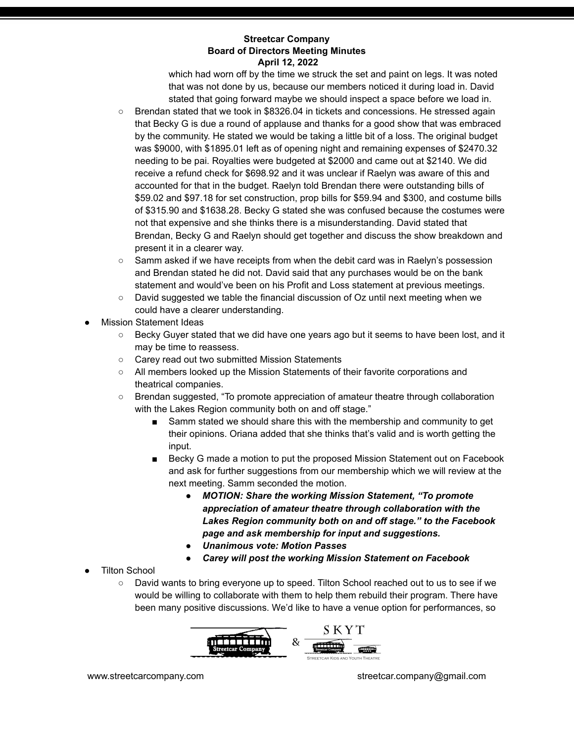which had worn off by the time we struck the set and paint on legs. It was noted that was not done by us, because our members noticed it during load in. David stated that going forward maybe we should inspect a space before we load in.

  - Brendan stated that we took in $8326.04 in tickets and concessions. He stressed again that Becky G is due a round of applause and thanks for a good show that was embraced by the community. He stated we would be taking a little bit of a loss. The original budget was $9000, with $1895.01 left as of opening night and remaining expenses of $2470.32 needing to be pai. Royalties were budgeted at $2000 and came out at $2140. We did receive a refund check for $698.92 and it was unclear if Raelyn was aware of this and accounted for that in the budget. Raelyn told Brendan there were outstanding bills of $59.02 and $97.18 for set construction, prop bills for $59.94 and $300, and costume bills of $315.90 and $1638.28. Becky G stated she was confused because the costumes were not that expensive and she thinks there is a misunderstanding. David stated that Brendan, Becky G and Raelyn should get together and discuss the show breakdown and present it in a clearer way.
  - Samm asked if we have receipts from when the debit card was in Raelyn's possession and Brendan stated he did not. David said that any purchases would be on the bank statement and would've been on his Profit and Loss statement at previous meetings.
  - David suggested we table the financial discussion of Oz until next meeting when we could have a clearer understanding.
- Mission Statement Ideas
  - Becky Guyer stated that we did have one years ago but it seems to have been lost, and it may be time to reassess.
  - Carey read out two submitted Mission Statements
  - All members looked up the Mission Statements of their favorite corporations and theatrical companies.
  - Brendan suggested, "To promote appreciation of amateur theatre through collaboration with the Lakes Region community both on and off stage."
    - Samm stated we should share this with the membership and community to get their opinions. Oriana added that she thinks that's valid and is worth getting the input.
    - Becky G made a motion to put the proposed Mission Statement out on Facebook and ask for further suggestions from our membership which we will review at the next meeting. Samm seconded the motion.
      - ***MOTION: Share the working Mission Statement, "To promote appreciation of amateur theatre through collaboration with the Lakes Region community both on and off stage." to the Facebook page and ask membership for input and suggestions.***
      - ***Unanimous vote: Motion Passes***
      - ***Carey will post the working Mission Statement on Facebook***
- Tilton School
  - David wants to bring everyone up to speed. Tilton School reached out to us to see if we would be willing to collaborate with them to help them rebuild their program. There have been many positive discussions. We'd like to have a venue option for performances, so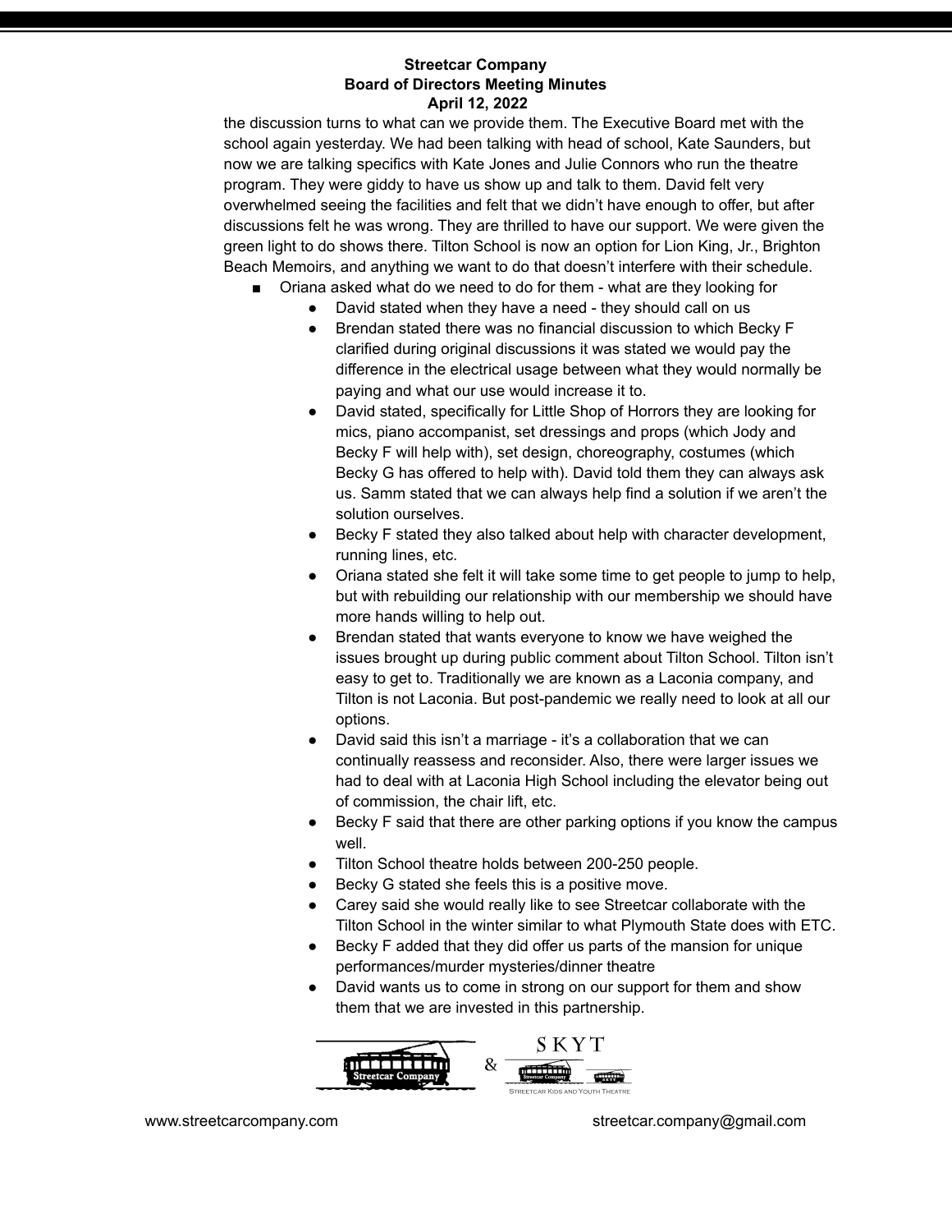the discussion turns to what can we provide them. The Executive Board met with the school again yesterday. We had been talking with head of school, Kate Saunders, but now we are talking specifics with Kate Jones and Julie Connors who run the theatre program. They were giddy to have us show up and talk to them. David felt very overwhelmed seeing the facilities and felt that we didn't have enough to offer, but after discussions felt he was wrong. They are thrilled to have our support. We were given the green light to do shows there. Tilton School is now an option for Lion King, Jr., Brighton Beach Memoirs, and anything we want to do that doesn't interfere with their schedule.

- Oriana asked what do we need to do for them - what are they looking for
  - David stated when they have a need - they should call on us
  - Brendan stated there was no financial discussion to which Becky F clarified during original discussions it was stated we would pay the difference in the electrical usage between what they would normally be paying and what our use would increase it to.
  - David stated, specifically for Little Shop of Horrors they are looking for mics, piano accompanist, set dressings and props (which Jody and Becky F will help with), set design, choreography, costumes (which Becky G has offered to help with). David told them they can always ask us. Samm stated that we can always help find a solution if we aren't the solution ourselves.
  - Becky F stated they also talked about help with character development, running lines, etc.
  - Oriana stated she felt it will take some time to get people to jump to help, but with rebuilding our relationship with our membership we should have more hands willing to help out.
  - Brendan stated that wants everyone to know we have weighed the issues brought up during public comment about Tilton School. Tilton isn't easy to get to. Traditionally we are known as a Laconia company, and Tilton is not Laconia. But post-pandemic we really need to look at all our options.
  - David said this isn't a marriage - it's a collaboration that we can continually reassess and reconsider. Also, there were larger issues we had to deal with at Laconia High School including the elevator being out of commission, the chair lift, etc.
  - Becky F said that there are other parking options if you know the campus well.
  - Tilton School theatre holds between 200-250 people.
  - Becky G stated she feels this is a positive move.
  - Carey said she would really like to see Streetcar collaborate with the Tilton School in the winter similar to what Plymouth State does with ETC.
  - Becky F added that they did offer us parts of the mansion for unique performances/murder mysteries/dinner theatre
  - David wants us to come in strong on our support for them and show them that we are invested in this partnership.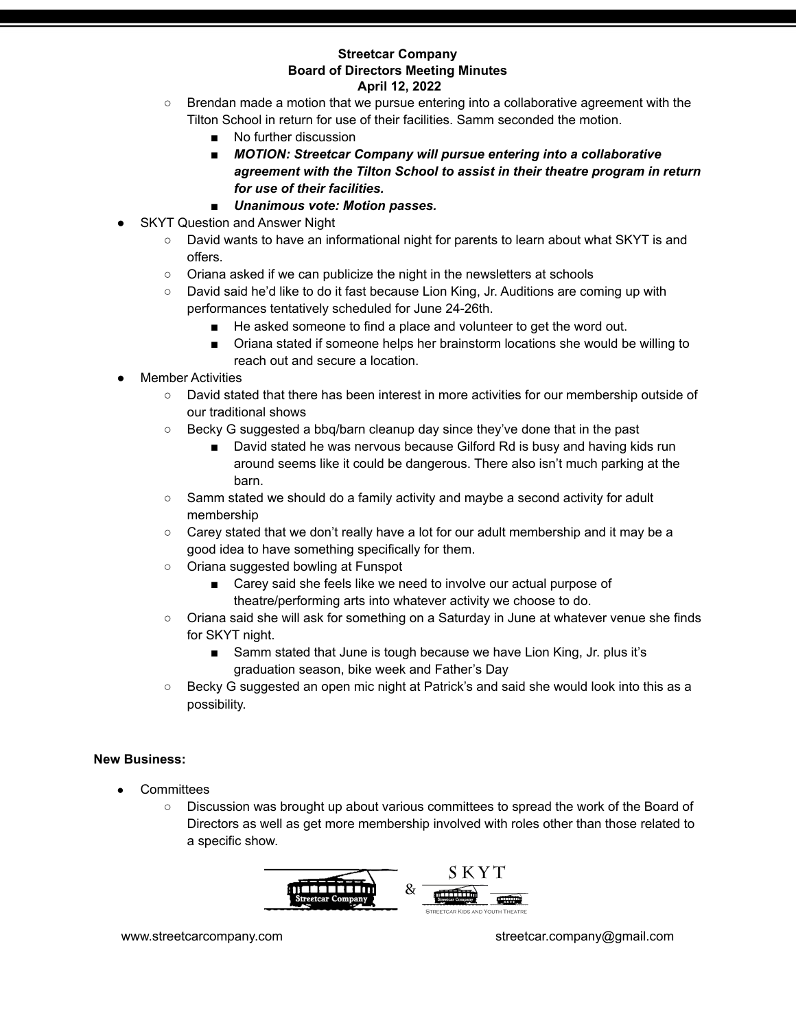- Brendan made a motion that we pursue entering into a collaborative agreement with the Tilton School in return for use of their facilities. Samm seconded the motion.
  - No further discussion
  - ***MOTION: Streetcar Company will pursue entering into a collaborative agreement with the Tilton School to assist in their theatre program in return for use of their facilities.***
  - ***Unanimous vote: Motion passes.***
- SKYT Question and Answer Night
  - David wants to have an informational night for parents to learn about what SKYT is and offers.
  - Oriana asked if we can publicize the night in the newsletters at schools
  - David said he'd like to do it fast because Lion King, Jr. Auditions are coming up with performances tentatively scheduled for June 24-26th.
    - He asked someone to find a place and volunteer to get the word out.
    - Oriana stated if someone helps her brainstorm locations she would be willing to reach out and secure a location.
- Member Activities
  - David stated that there has been interest in more activities for our membership outside of our traditional shows
  - Becky G suggested a bbq/barn cleanup day since they've done that in the past
    - David stated he was nervous because Gilford Rd is busy and having kids run around seems like it could be dangerous. There also isn't much parking at the barn.
  - Samm stated we should do a family activity and maybe a second activity for adult membership
  - Carey stated that we don't really have a lot for our adult membership and it may be a good idea to have something specifically for them.
  - Oriana suggested bowling at Funspot
    - Carey said she feels like we need to involve our actual purpose of theatre/performing arts into whatever activity we choose to do.
  - Oriana said she will ask for something on a Saturday in June at whatever venue she finds for SKYT night.
    - Samm stated that June is tough because we have Lion King, Jr. plus it's graduation season, bike week and Father's Day
  - Becky G suggested an open mic night at Patrick's and said she would look into this as a possibility.

**New Business:**

- Committees
  - Discussion was brought up about various committees to spread the work of the Board of Directors as well as get more membership involved with roles other than those related to a specific show.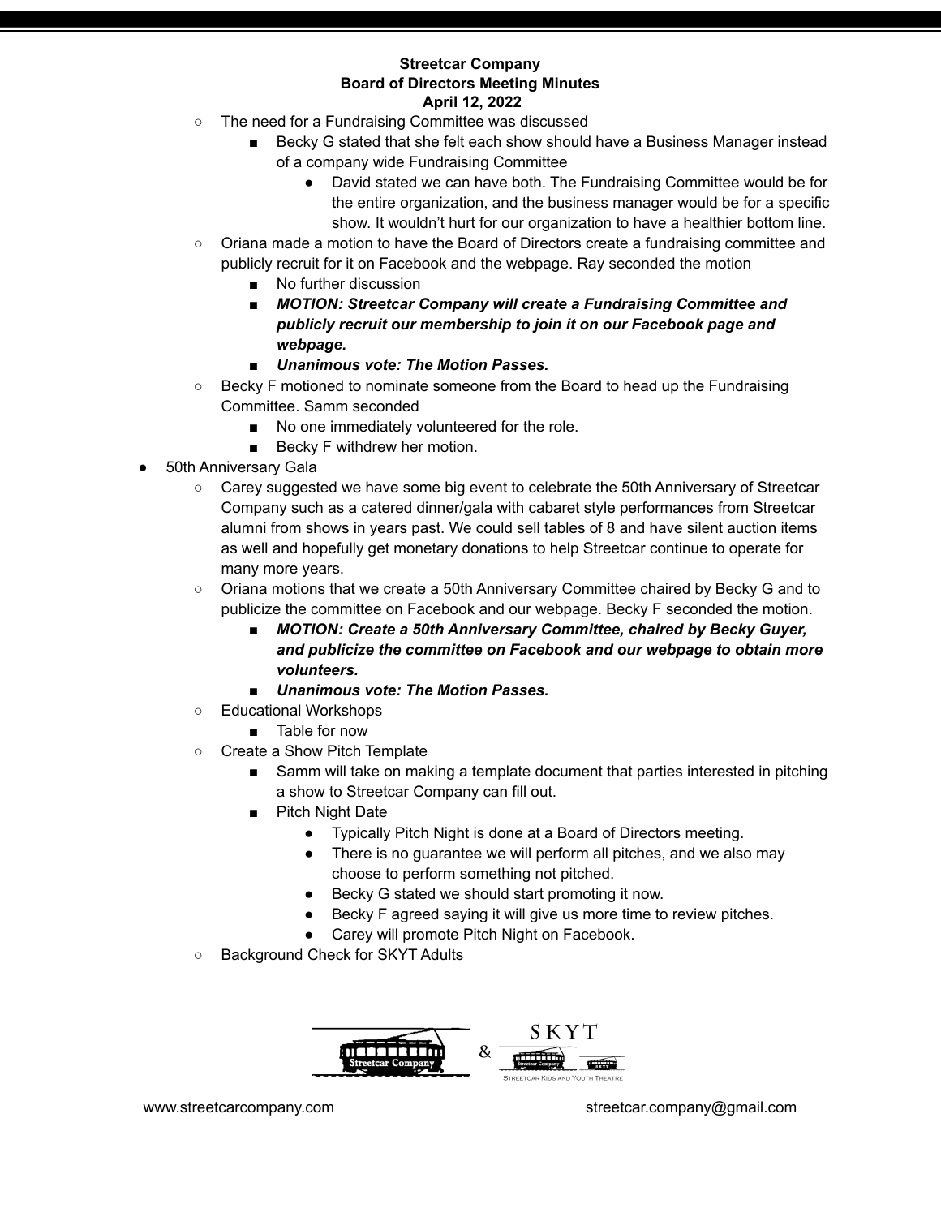**Streetcar Company**
**Board of Directors Meeting Minutes**
**April 12, 2022**

- The need for a Fundraising Committee was discussed
  - Becky G stated that she felt each show should have a Business Manager instead of a company wide Fundraising Committee
    - David stated we can have both. The Fundraising Committee would be for the entire organization, and the business manager would be for a specific show. It wouldn't hurt for our organization to have a healthier bottom line.
- Oriana made a motion to have the Board of Directors create a fundraising committee and publicly recruit for it on Facebook and the webpage. Ray seconded the motion
  - No further discussion
  - ***MOTION: Streetcar Company will create a Fundraising Committee and publicly recruit our membership to join it on our Facebook page and webpage.***
  - ***Unanimous vote: The Motion Passes.***
- Becky F motioned to nominate someone from the Board to head up the Fundraising Committee. Samm seconded
  - No one immediately volunteered for the role.
  - Becky F withdrew her motion.

- 50th Anniversary Gala
  - Carey suggested we have some big event to celebrate the 50th Anniversary of Streetcar Company such as a catered dinner/gala with cabaret style performances from Streetcar alumni from shows in years past. We could sell tables of 8 and have silent auction items as well and hopefully get monetary donations to help Streetcar continue to operate for many more years.
  - Oriana motions that we create a 50th Anniversary Committee chaired by Becky G and to publicize the committee on Facebook and our webpage. Becky F seconded the motion.
    - ***MOTION: Create a 50th Anniversary Committee, chaired by Becky Guyer, and publicize the committee on Facebook and our webpage to obtain more volunteers.***
    - ***Unanimous vote: The Motion Passes.***
  - Educational Workshops
    - Table for now
  - Create a Show Pitch Template
    - Samm will take on making a template document that parties interested in pitching a show to Streetcar Company can fill out.
    - Pitch Night Date
      - Typically Pitch Night is done at a Board of Directors meeting.
      - There is no guarantee we will perform all pitches, and we also may choose to perform something not pitched.
      - Becky G stated we should start promoting it now.
      - Becky F agreed saying it will give us more time to review pitches.
      - Carey will promote Pitch Night on Facebook.
  - Background Check for SKYT Adults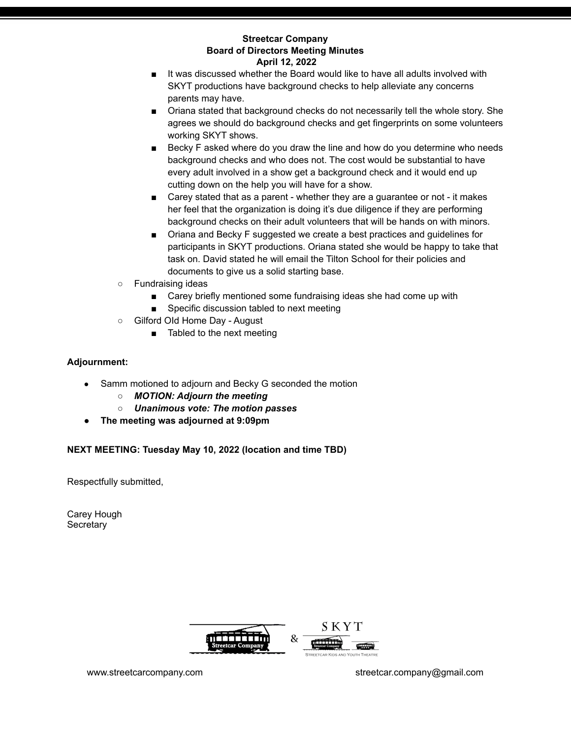**Streetcar Company**
**Board of Directors Meeting Minutes**
**April 12, 2022**

        - It was discussed whether the Board would like to have all adults involved with SKYT productions have background checks to help alleviate any concerns parents may have.
        - Oriana stated that background checks do not necessarily tell the whole story. She agrees we should do background checks and get fingerprints on some volunteers working SKYT shows.
        - Becky F asked where do you draw the line and how do you determine who needs background checks and who does not. The cost would be substantial to have every adult involved in a show get a background check and it would end up cutting down on the help you will have for a show.
        - Carey stated that as a parent - whether they are a guarantee or not - it makes her feel that the organization is doing it's due diligence if they are performing background checks on their adult volunteers that will be hands on with minors.
        - Oriana and Becky F suggested we create a best practices and guidelines for participants in SKYT productions. Oriana stated she would be happy to take that task on. David stated he will email the Tilton School for their policies and documents to give us a solid starting base.
    - Fundraising ideas
        - Carey briefly mentioned some fundraising ideas she had come up with
        - Specific discussion tabled to next meeting
    - Gilford Old Home Day - August
        - Tabled to the next meeting

**Adjournment:**

- Samm motioned to adjourn and Becky G seconded the motion
    - ***MOTION: Adjourn the meeting***
    - ***Unanimous vote: The motion passes***
- **The meeting was adjourned at 9:09pm**

**NEXT MEETING: Tuesday May 10, 2022 (location and time TBD)**

Respectfully submitted,

Carey Hough
Secretary

www.streetcarcompany.com streetcar.company@gmail.com